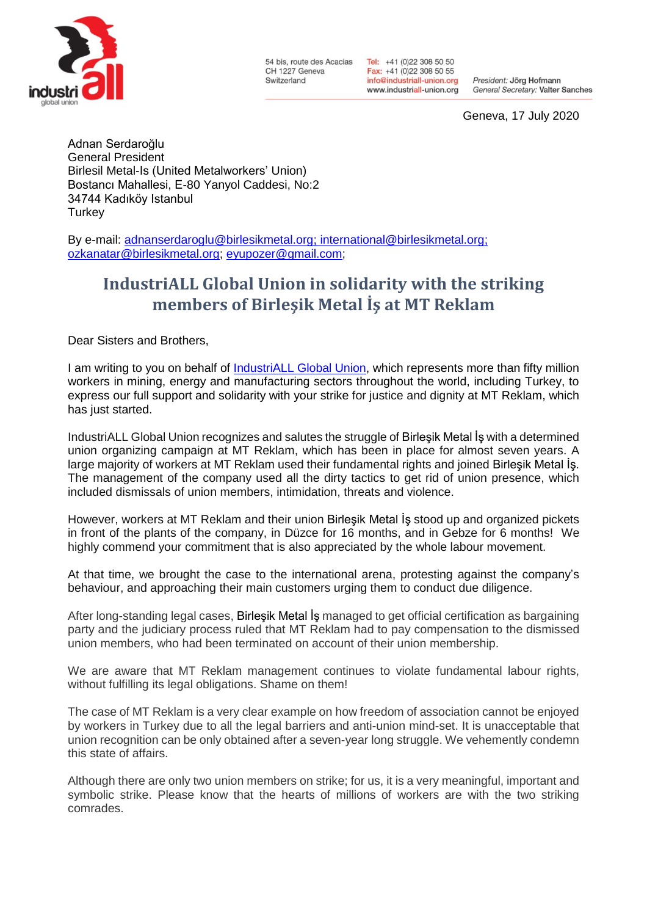54 bis, route des Acacias
CH 1227 Geneva
Switzerland

Tel: +41 (0)22 308 50 50
Fax: +41 (0)22 308 50 55
info@industriall-union.org
www.industriall-union.org

*President:* Jörg Hofmann
*General Secretary:* Valter Sanches

Geneva, 17 July 2020

Adnan Serdaroğlu
General President
Birlesil Metal-Is (United Metalworkers' Union)
Bostancı Mahallesi, E-80 Yanyol Caddesi, No:2
34744 Kadıköy Istanbul
Turkey

By e-mail: adnanserdaroglu@birlesikmetal.org; international@birlesikmetal.org; ozkanatar@birlesikmetal.org; eyupozer@gmail.com;

## IndustriALL Global Union in solidarity with the striking members of Birleşik Metal İş at MT Reklam

Dear Sisters and Brothers,

I am writing to you on behalf of IndustriALL Global Union, which represents more than fifty million workers in mining, energy and manufacturing sectors throughout the world, including Turkey, to express our full support and solidarity with your strike for justice and dignity at MT Reklam, which has just started.

IndustriALL Global Union recognizes and salutes the struggle of Birleşik Metal İş with a determined union organizing campaign at MT Reklam, which has been in place for almost seven years. A large majority of workers at MT Reklam used their fundamental rights and joined Birleşik Metal İş. The management of the company used all the dirty tactics to get rid of union presence, which included dismissals of union members, intimidation, threats and violence.

However, workers at MT Reklam and their union Birleşik Metal İş stood up and organized pickets in front of the plants of the company, in Düzce for 16 months, and in Gebze for 6 months! We highly commend your commitment that is also appreciated by the whole labour movement.

At that time, we brought the case to the international arena, protesting against the company's behaviour, and approaching their main customers urging them to conduct due diligence.

After long-standing legal cases, Birleşik Metal İş managed to get official certification as bargaining party and the judiciary process ruled that MT Reklam had to pay compensation to the dismissed union members, who had been terminated on account of their union membership.

We are aware that MT Reklam management continues to violate fundamental labour rights, without fulfilling its legal obligations. Shame on them!

The case of MT Reklam is a very clear example on how freedom of association cannot be enjoyed by workers in Turkey due to all the legal barriers and anti-union mind-set. It is unacceptable that union recognition can be only obtained after a seven-year long struggle. We vehemently condemn this state of affairs.

Although there are only two union members on strike; for us, it is a very meaningful, important and symbolic strike. Please know that the hearts of millions of workers are with the two striking comrades.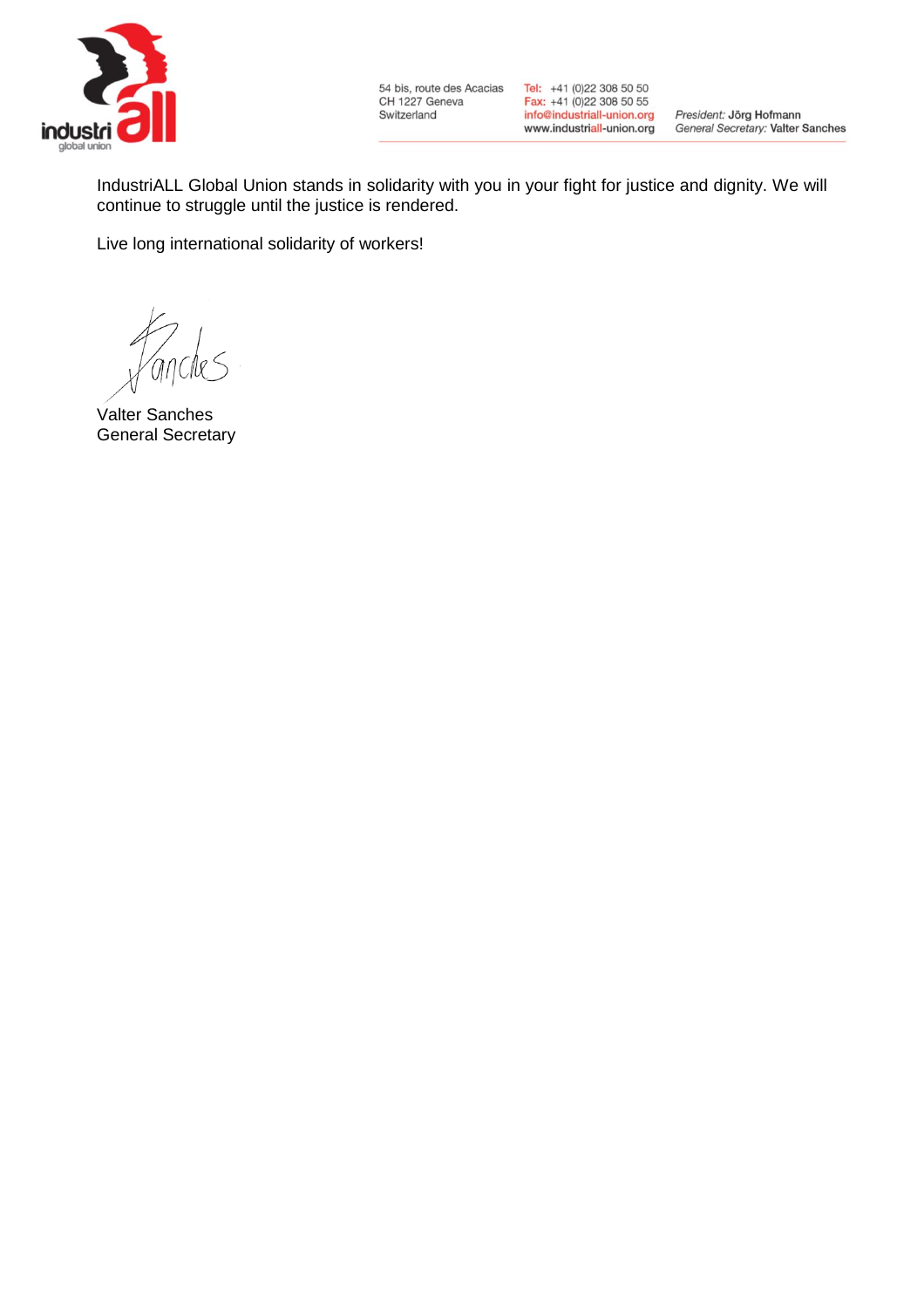54 bis, route des Acacias
CH 1227 Geneva
Switzerland

Tel: +41 (0)22 308 50 50
Fax: +41 (0)22 308 50 55
info@industriall-union.org
www.industriall-union.org

*President:* **Jörg Hofmann**
*General Secretary:* **Valter Sanches**

IndustriALL Global Union stands in solidarity with you in your fight for justice and dignity. We will continue to struggle until the justice is rendered.

Live long international solidarity of workers!

Valter Sanches
General Secretary